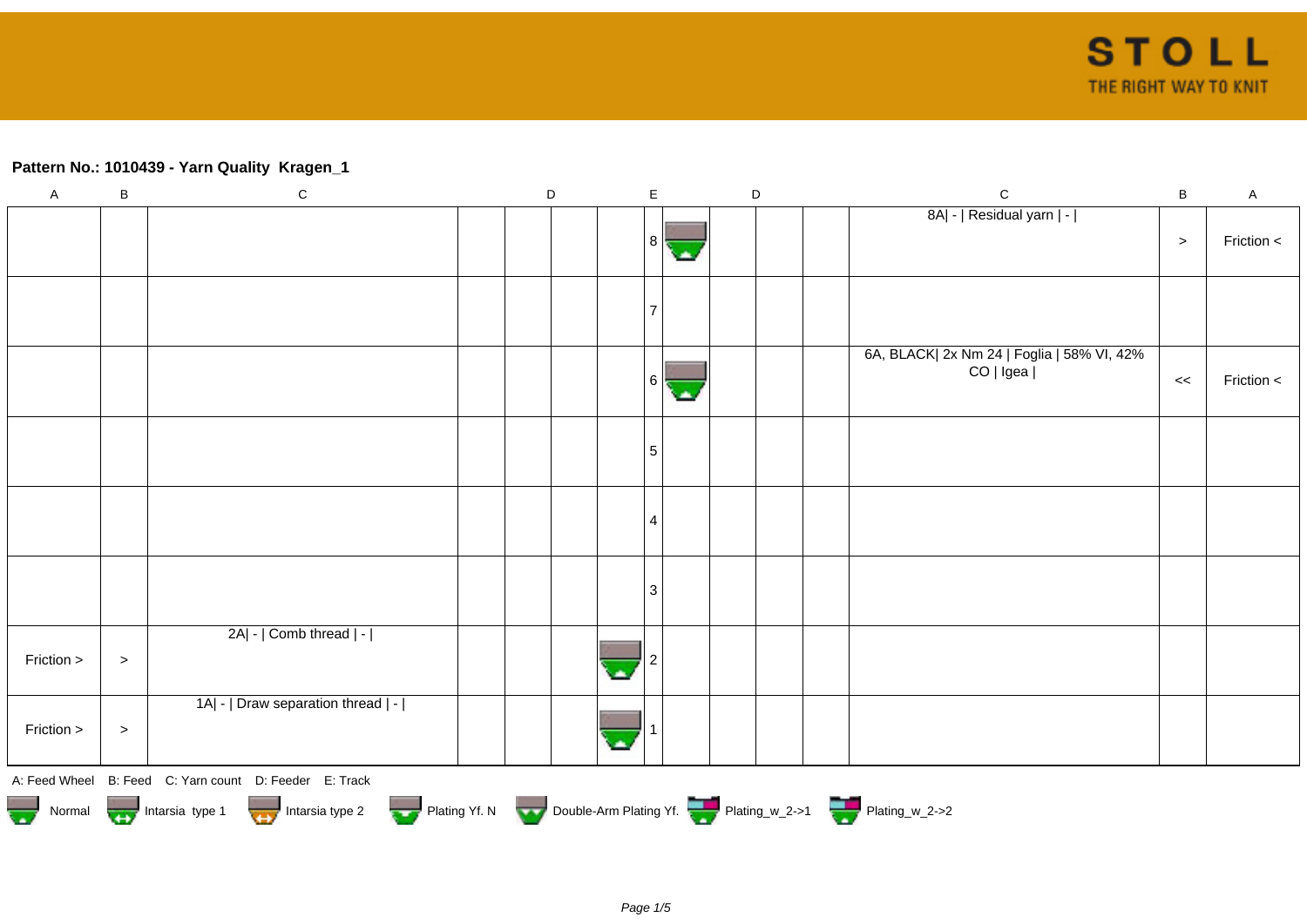**Pattern No.: 1010439 - Yarn Quality Kragen_1**

| A | B | C | D | D | D | D | E | D | D | D | D | C | B | A |
|---|---|---|---|---|---|---|---|---|---|---|---|---|---|---|
| | | | | | | | 8 | | | | | 8A\| - \| Residual yarn \| - \| | > | Friction < |
| | | | | | | | 7 | | | | | | | |
| | | | | | | | 6 | | | | | 6A, BLACK\| 2x Nm 24 \| Foglia \| 58% VI, 42% CO \| Igea \| | << | Friction < |
| | | | | | | | 5 | | | | | | | |
| | | | | | | | 4 | | | | | | | |
| | | | | | | | 3 | | | | | | | |
| Friction > | > | 2A\| - \| Comb thread \| - \| | | | | | 2 | | | | | | | |
| Friction > | > | 1A\| - \| Draw separation thread \| - \| | | | | | 1 | | | | | | | |

A: Feed Wheel B: Feed C: Yarn count D: Feeder E: Track

Normal Intarsia type 1 Intarsia type 2 Plating Yf. N Double-Arm Plating Yf. Plating_w_2->1 Plating_w_2->2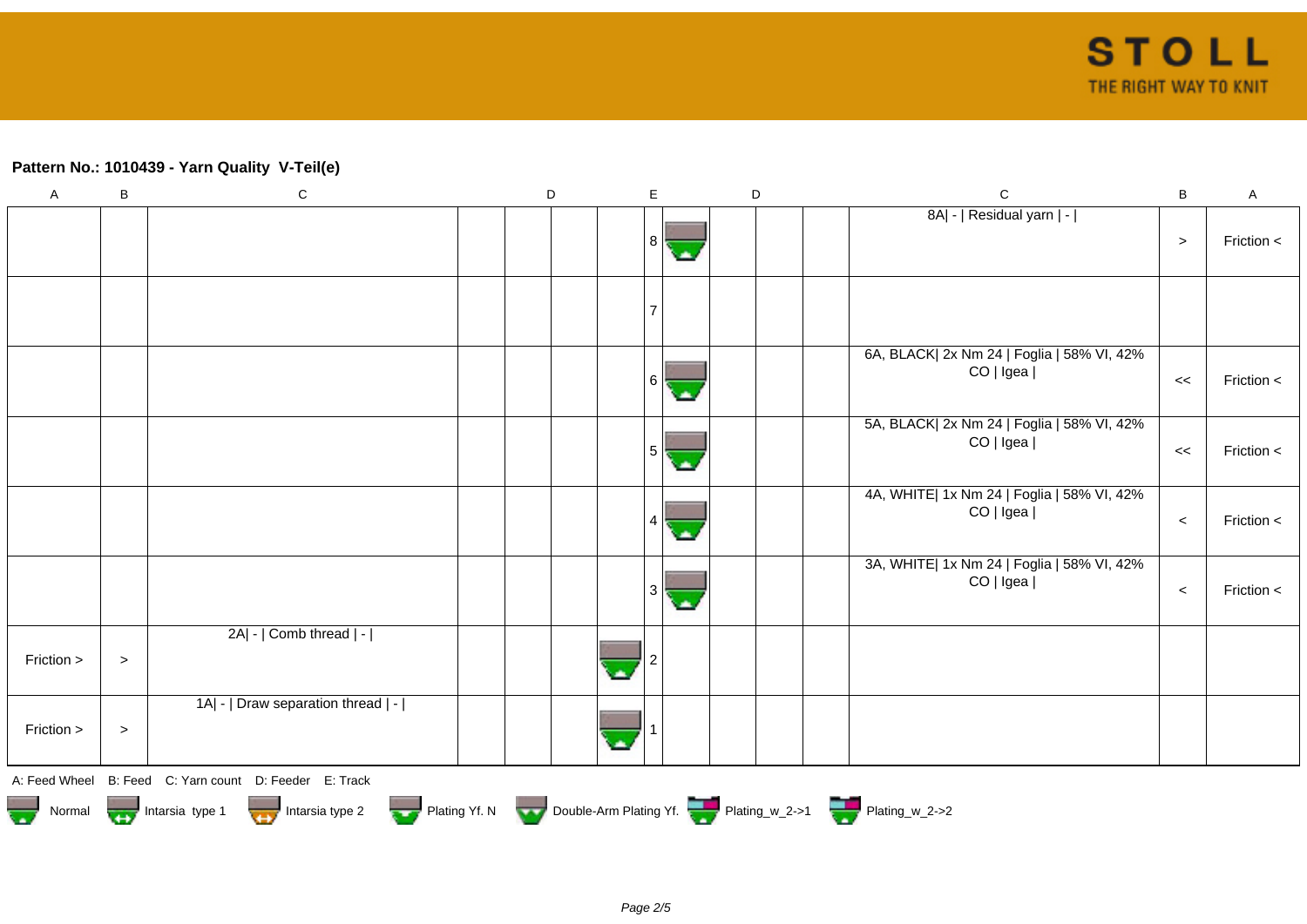**Pattern No.: 1010439 - Yarn Quality  V-Teil(e)**

| A | B | C | D | D | D | D | E | D | D | D | D | C | B | A |
|---|---|---|---|---|---|---|---|---|---|---|---|---|---|---|
| | | | | | | | 8 | | | | | 8A\| - \| Residual yarn \| - \| | > | Friction < |
| | | | | | | | 7 | | | | | | | |
| | | | | | | | 6 | | | | | 6A, BLACK\| 2x Nm 24 \| Foglia \| 58% VI, 42% CO \| Igea \| | << | Friction < |
| | | | | | | | 5 | | | | | 5A, BLACK\| 2x Nm 24 \| Foglia \| 58% VI, 42% CO \| Igea \| | << | Friction < |
| | | | | | | | 4 | | | | | 4A, WHITE\| 1x Nm 24 \| Foglia \| 58% VI, 42% CO \| Igea \| | < | Friction < |
| | | | | | | | 3 | | | | | 3A, WHITE\| 1x Nm 24 \| Foglia \| 58% VI, 42% CO \| Igea \| | < | Friction < |
| Friction > | > | 2A\| - \| Comb thread \| - \| | | | | | 2 | | | | | | | |
| Friction > | > | 1A\| - \| Draw separation thread \| - \| | | | | | 1 | | | | | | | |

A: Feed Wheel  B: Feed  C: Yarn count  D: Feeder  E: Track

Normal  Intarsia type 1  Intarsia type 2  Plating Yf. N  Double-Arm Plating Yf.  Plating_w_2->1  Plating_w_2->2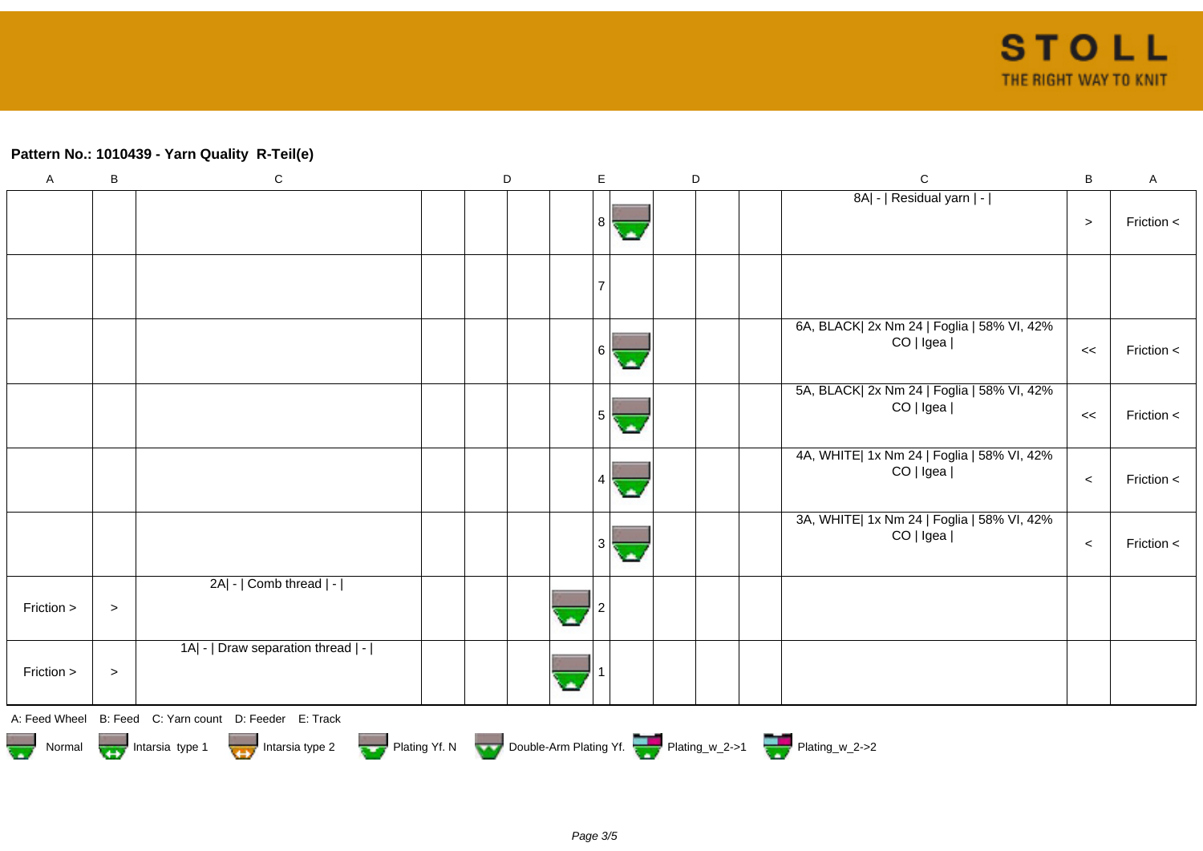**Pattern No.: 1010439 - Yarn Quality  R-Teil(e)**

| A | B | C | D | D | D | D | E | D | D | D | D | C | B | A |
|---|---|---|---|---|---|---|---|---|---|---|---|---|---|---|
| | | | | | | | 8 | | | | | 8A\| - \| Residual yarn \| - \| | > | Friction < |
| | | | | | | | 7 | | | | | | | |
| | | | | | | | 6 | | | | | 6A, BLACK\| 2x Nm 24 \| Foglia \| 58% VI, 42% CO \| Igea \| | << | Friction < |
| | | | | | | | 5 | | | | | 5A, BLACK\| 2x Nm 24 \| Foglia \| 58% VI, 42% CO \| Igea \| | << | Friction < |
| | | | | | | | 4 | | | | | 4A, WHITE\| 1x Nm 24 \| Foglia \| 58% VI, 42% CO \| Igea \| | < | Friction < |
| | | | | | | | 3 | | | | | 3A, WHITE\| 1x Nm 24 \| Foglia \| 58% VI, 42% CO \| Igea \| | < | Friction < |
| Friction > | > | 2A\| - \| Comb thread \| - \| | | | | | 2 | | | | | | | |
| Friction > | > | 1A\| - \| Draw separation thread \| - \| | | | | | 1 | | | | | | | |

A: Feed Wheel   B: Feed   C: Yarn count   D: Feeder   E: Track

Normal   Intarsia type 1   Intarsia type 2   Plating Yf. N   Double-Arm Plating Yf.   Plating_w_2->1   Plating_w_2->2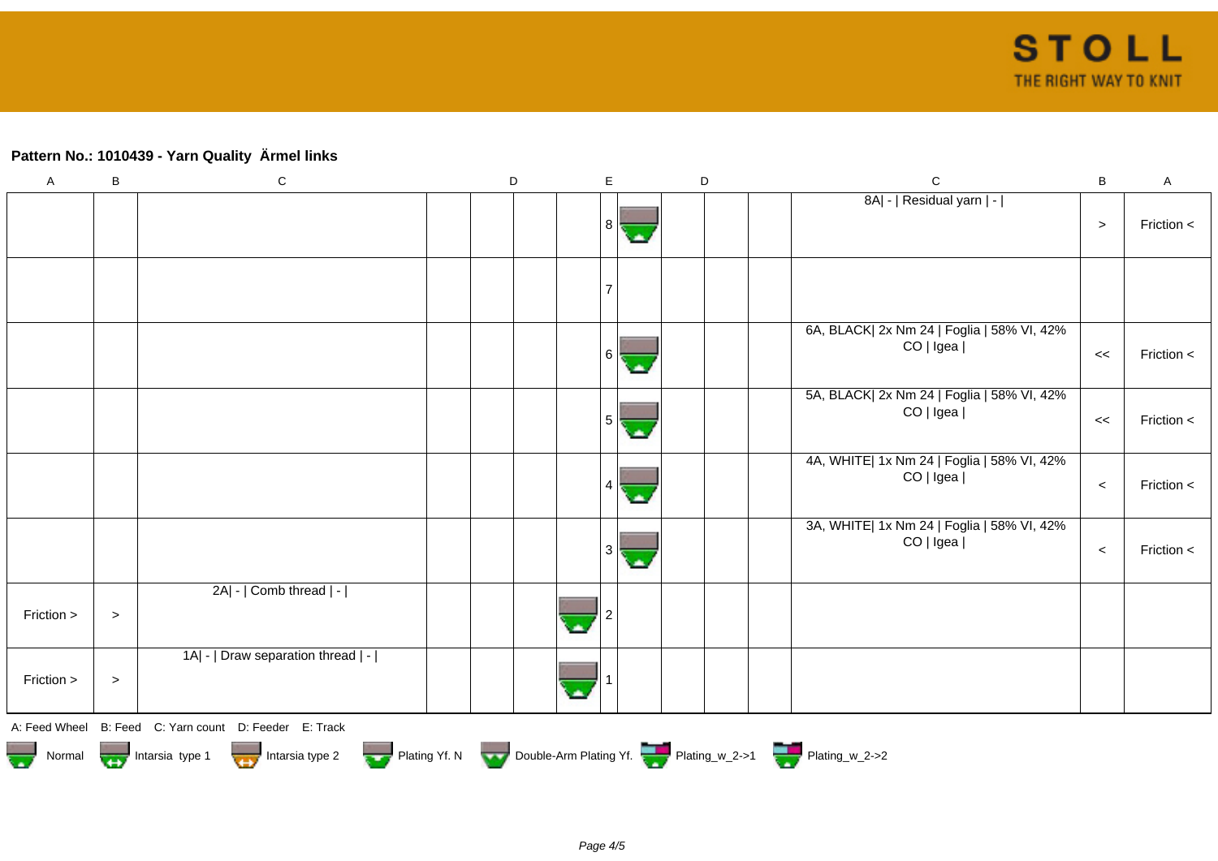## Pattern No.: 1010439 - Yarn Quality  Ärmel links

| A | B | C | D | D | D | E | E | D | D | D | C | B | A |
|---|---|---|---|---|---|---|---|---|---|---|---|---|---|
| | | | | | | 8 | | | | | 8A\| - \| Residual yarn \| - \| | > | Friction < |
| | | | | | | 7 | | | | | | | |
| | | | | | | 6 | | | | | 6A, BLACK\| 2x Nm 24 \| Foglia \| 58% VI, 42% CO \| Igea \| | << | Friction < |
| | | | | | | 5 | | | | | 5A, BLACK\| 2x Nm 24 \| Foglia \| 58% VI, 42% CO \| Igea \| | << | Friction < |
| | | | | | | 4 | | | | | 4A, WHITE\| 1x Nm 24 \| Foglia \| 58% VI, 42% CO \| Igea \| | < | Friction < |
| | | | | | | 3 | | | | | 3A, WHITE\| 1x Nm 24 \| Foglia \| 58% VI, 42% CO \| Igea \| | < | Friction < |
| Friction > | > | 2A\| - \| Comb thread \| - \| | | | | 2 | | | | | | | |
| Friction > | > | 1A\| - \| Draw separation thread \| - \| | | | | 1 | | | | | | | |

A: Feed Wheel B: Feed C: Yarn count D: Feeder E: Track

Normal   Intarsia type 1   Intarsia type 2   Plating Yf. N   Double-Arm Plating Yf.   Plating_w_2->1   Plating_w_2->2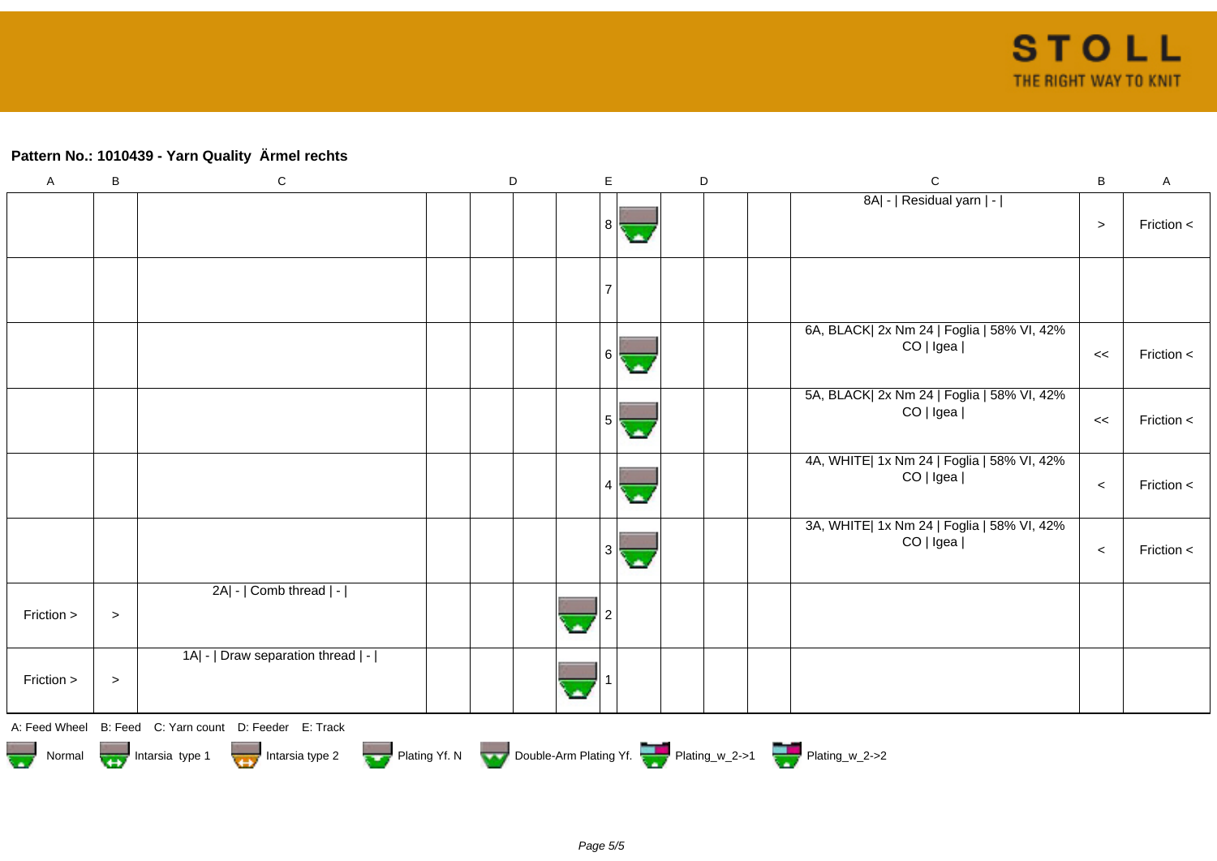**Pattern No.: 1010439 - Yarn Quality  Ärmel rechts**

| A | B | C | D | | | | E | | D | | | C | B | A |
|---|---|---|---|---|---|---|---|---|---|---|---|---|---|---|
| | | | | | | | 8 | | | | | 8A\| - \| Residual yarn \| - \| | > | Friction < |
| | | | | | | | 7 | | | | | | | |
| | | | | | | | 6 | | | | | 6A, BLACK\| 2x Nm 24 \| Foglia \| 58% VI, 42% CO \| Igea \| | << | Friction < |
| | | | | | | | 5 | | | | | 5A, BLACK\| 2x Nm 24 \| Foglia \| 58% VI, 42% CO \| Igea \| | << | Friction < |
| | | | | | | | 4 | | | | | 4A, WHITE\| 1x Nm 24 \| Foglia \| 58% VI, 42% CO \| Igea \| | < | Friction < |
| | | | | | | | 3 | | | | | 3A, WHITE\| 1x Nm 24 \| Foglia \| 58% VI, 42% CO \| Igea \| | < | Friction < |
| Friction > | > | 2A\| - \| Comb thread \| - \| | | | | | 2 | | | | | | | |
| Friction > | > | 1A\| - \| Draw separation thread \| - \| | | | | | 1 | | | | | | | |

A: Feed Wheel   B: Feed   C: Yarn count   D: Feeder   E: Track

Normal   Intarsia type 1   Intarsia type 2   Plating Yf. N   Double-Arm Plating Yf.   Plating_w_2->1   Plating_w_2->2